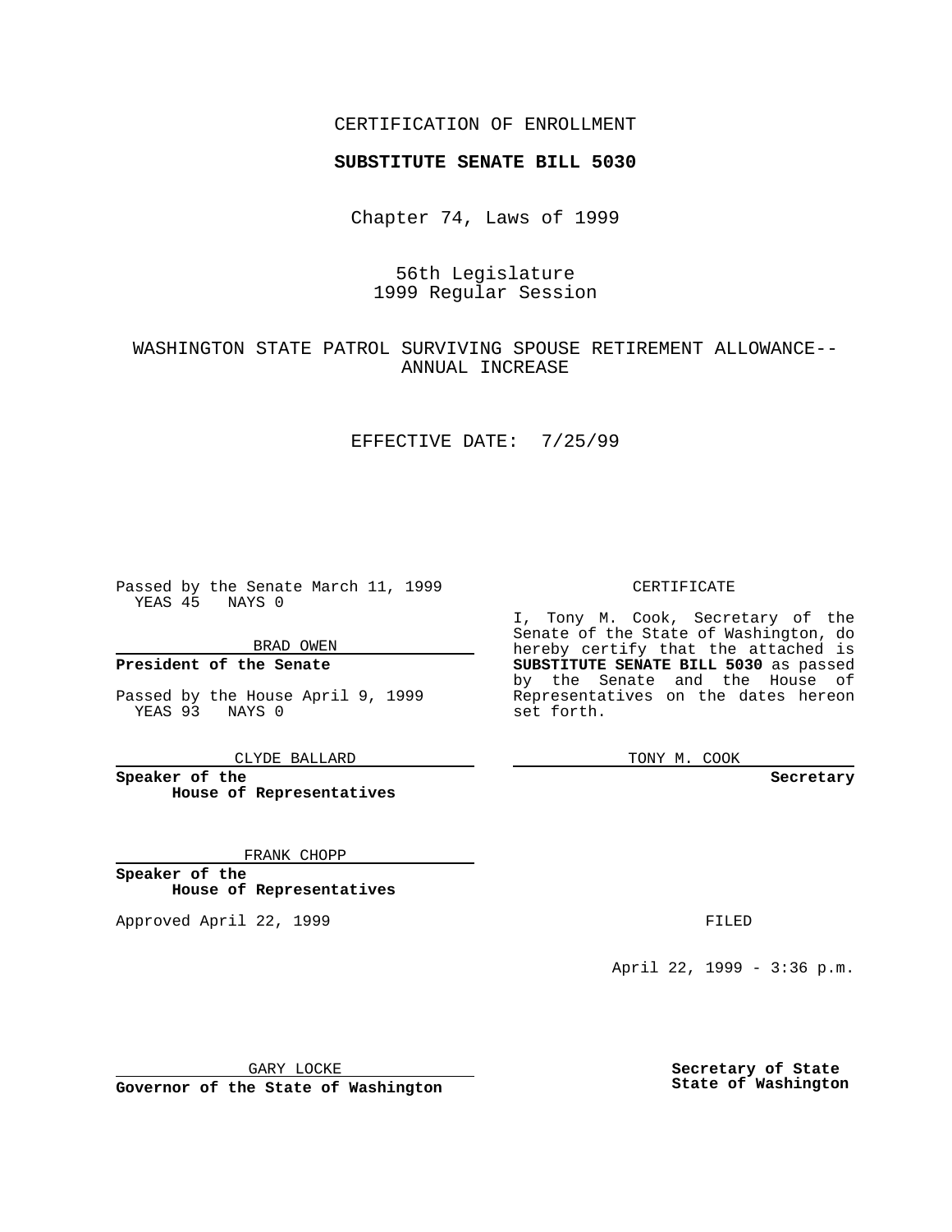CERTIFICATION OF ENROLLMENT

**SUBSTITUTE SENATE BILL 5030**

Chapter 74, Laws of 1999

56th Legislature
1999 Regular Session

WASHINGTON STATE PATROL SURVIVING SPOUSE RETIREMENT ALLOWANCE--ANNUAL INCREASE

EFFECTIVE DATE: 7/25/99

Passed by the Senate March 11, 1999
YEAS 45 NAYS 0

BRAD OWEN

**President of the Senate**

Passed by the House April 9, 1999
YEAS 93 NAYS 0

CLYDE BALLARD

**Speaker of the House of Representatives**

FRANK CHOPP

**Speaker of the House of Representatives**

Approved April 22, 1999

GARY LOCKE

**Governor of the State of Washington**

CERTIFICATE

I, Tony M. Cook, Secretary of the Senate of the State of Washington, do hereby certify that the attached is **SUBSTITUTE SENATE BILL 5030** as passed by the Senate and the House of Representatives on the dates hereon set forth.

TONY M. COOK

**Secretary**

FILED

April 22, 1999 - 3:36 p.m.

**Secretary of State State of Washington**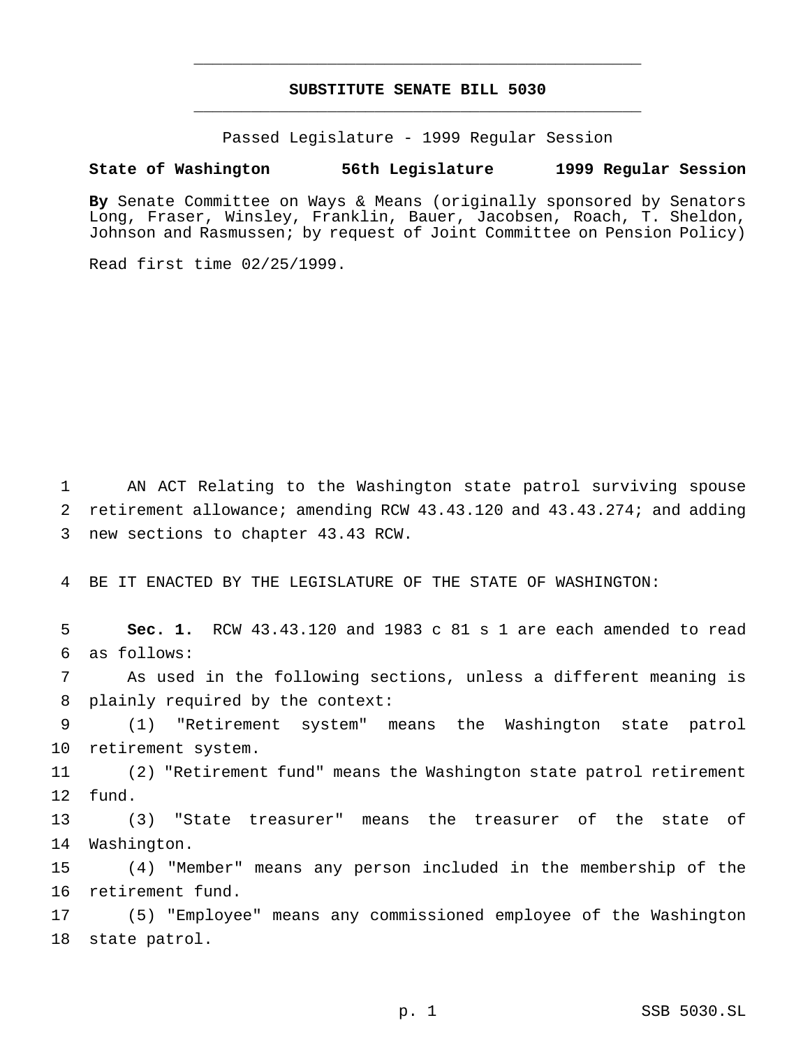# SUBSTITUTE SENATE BILL 5030

Passed Legislature - 1999 Regular Session

**State of Washington 56th Legislature 1999 Regular Session**

**By** Senate Committee on Ways & Means (originally sponsored by Senators Long, Fraser, Winsley, Franklin, Bauer, Jacobsen, Roach, T. Sheldon, Johnson and Rasmussen; by request of Joint Committee on Pension Policy)

Read first time 02/25/1999.

AN ACT Relating to the Washington state patrol surviving spouse retirement allowance; amending RCW 43.43.120 and 43.43.274; and adding new sections to chapter 43.43 RCW.

BE IT ENACTED BY THE LEGISLATURE OF THE STATE OF WASHINGTON:

**Sec. 1.** RCW 43.43.120 and 1983 c 81 s 1 are each amended to read as follows:

As used in the following sections, unless a different meaning is plainly required by the context:

(1) "Retirement system" means the Washington state patrol retirement system.

(2) "Retirement fund" means the Washington state patrol retirement fund.

(3) "State treasurer" means the treasurer of the state of Washington.

(4) "Member" means any person included in the membership of the retirement fund.

(5) "Employee" means any commissioned employee of the Washington state patrol.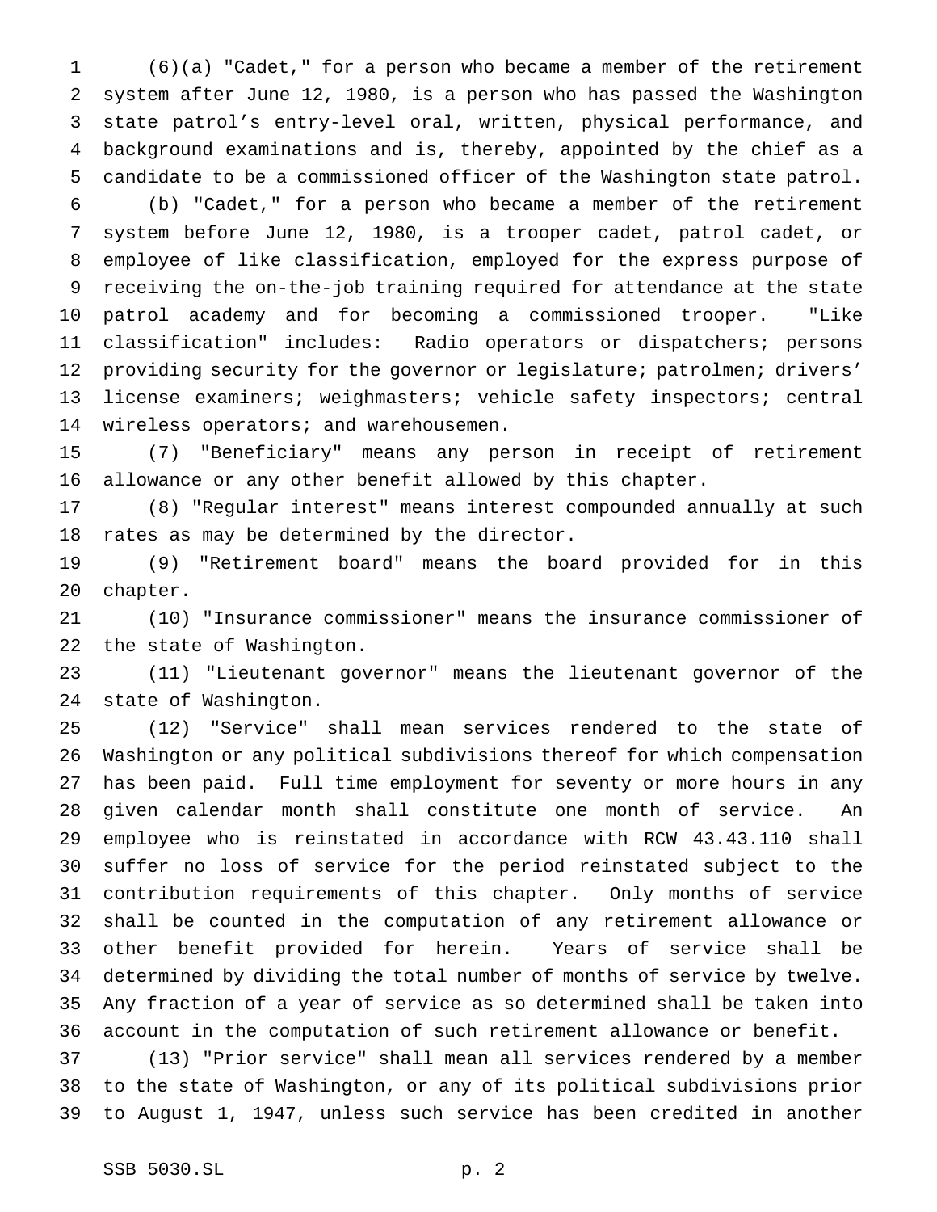(6)(a) "Cadet," for a person who became a member of the retirement system after June 12, 1980, is a person who has passed the Washington state patrol's entry-level oral, written, physical performance, and background examinations and is, thereby, appointed by the chief as a candidate to be a commissioned officer of the Washington state patrol.

(b) "Cadet," for a person who became a member of the retirement system before June 12, 1980, is a trooper cadet, patrol cadet, or employee of like classification, employed for the express purpose of receiving the on-the-job training required for attendance at the state patrol academy and for becoming a commissioned trooper. "Like classification" includes: Radio operators or dispatchers; persons providing security for the governor or legislature; patrolmen; drivers' license examiners; weighmasters; vehicle safety inspectors; central wireless operators; and warehousemen.

(7) "Beneficiary" means any person in receipt of retirement allowance or any other benefit allowed by this chapter.

(8) "Regular interest" means interest compounded annually at such rates as may be determined by the director.

(9) "Retirement board" means the board provided for in this chapter.

(10) "Insurance commissioner" means the insurance commissioner of the state of Washington.

(11) "Lieutenant governor" means the lieutenant governor of the state of Washington.

(12) "Service" shall mean services rendered to the state of Washington or any political subdivisions thereof for which compensation has been paid. Full time employment for seventy or more hours in any given calendar month shall constitute one month of service. An employee who is reinstated in accordance with RCW 43.43.110 shall suffer no loss of service for the period reinstated subject to the contribution requirements of this chapter. Only months of service shall be counted in the computation of any retirement allowance or other benefit provided for herein. Years of service shall be determined by dividing the total number of months of service by twelve. Any fraction of a year of service as so determined shall be taken into account in the computation of such retirement allowance or benefit.

(13) "Prior service" shall mean all services rendered by a member to the state of Washington, or any of its political subdivisions prior to August 1, 1947, unless such service has been credited in another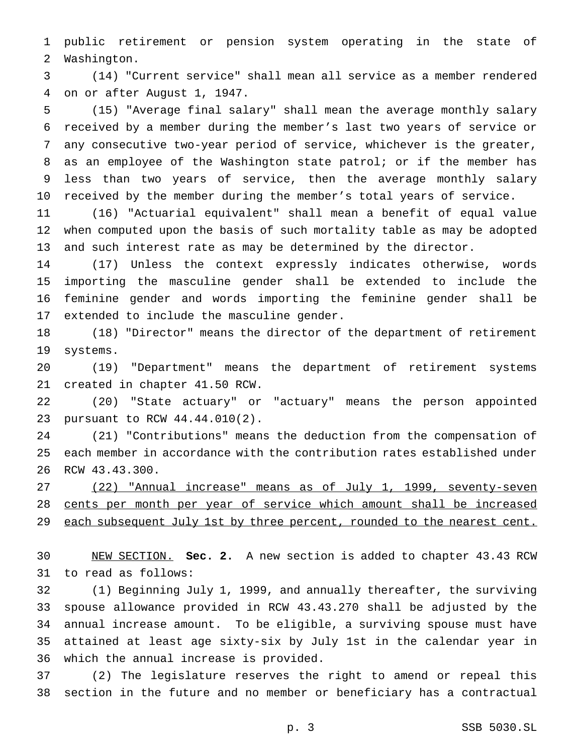public retirement or pension system operating in the state of Washington.

(14) "Current service" shall mean all service as a member rendered on or after August 1, 1947.

(15) "Average final salary" shall mean the average monthly salary received by a member during the member's last two years of service or any consecutive two-year period of service, whichever is the greater, as an employee of the Washington state patrol; or if the member has less than two years of service, then the average monthly salary received by the member during the member's total years of service.

(16) "Actuarial equivalent" shall mean a benefit of equal value when computed upon the basis of such mortality table as may be adopted and such interest rate as may be determined by the director.

(17) Unless the context expressly indicates otherwise, words importing the masculine gender shall be extended to include the feminine gender and words importing the feminine gender shall be extended to include the masculine gender.

(18) "Director" means the director of the department of retirement systems.

(19) "Department" means the department of retirement systems created in chapter 41.50 RCW.

(20) "State actuary" or "actuary" means the person appointed pursuant to RCW 44.44.010(2).

(21) "Contributions" means the deduction from the compensation of each member in accordance with the contribution rates established under RCW 43.43.300.

<u>(22) "Annual increase" means as of July 1, 1999, seventy-seven cents per month per year of service which amount shall be increased each subsequent July 1st by three percent, rounded to the nearest cent.</u>

<u>NEW SECTION.</u> **Sec. 2.** A new section is added to chapter 43.43 RCW to read as follows:

(1) Beginning July 1, 1999, and annually thereafter, the surviving spouse allowance provided in RCW 43.43.270 shall be adjusted by the annual increase amount. To be eligible, a surviving spouse must have attained at least age sixty-six by July 1st in the calendar year in which the annual increase is provided.

(2) The legislature reserves the right to amend or repeal this section in the future and no member or beneficiary has a contractual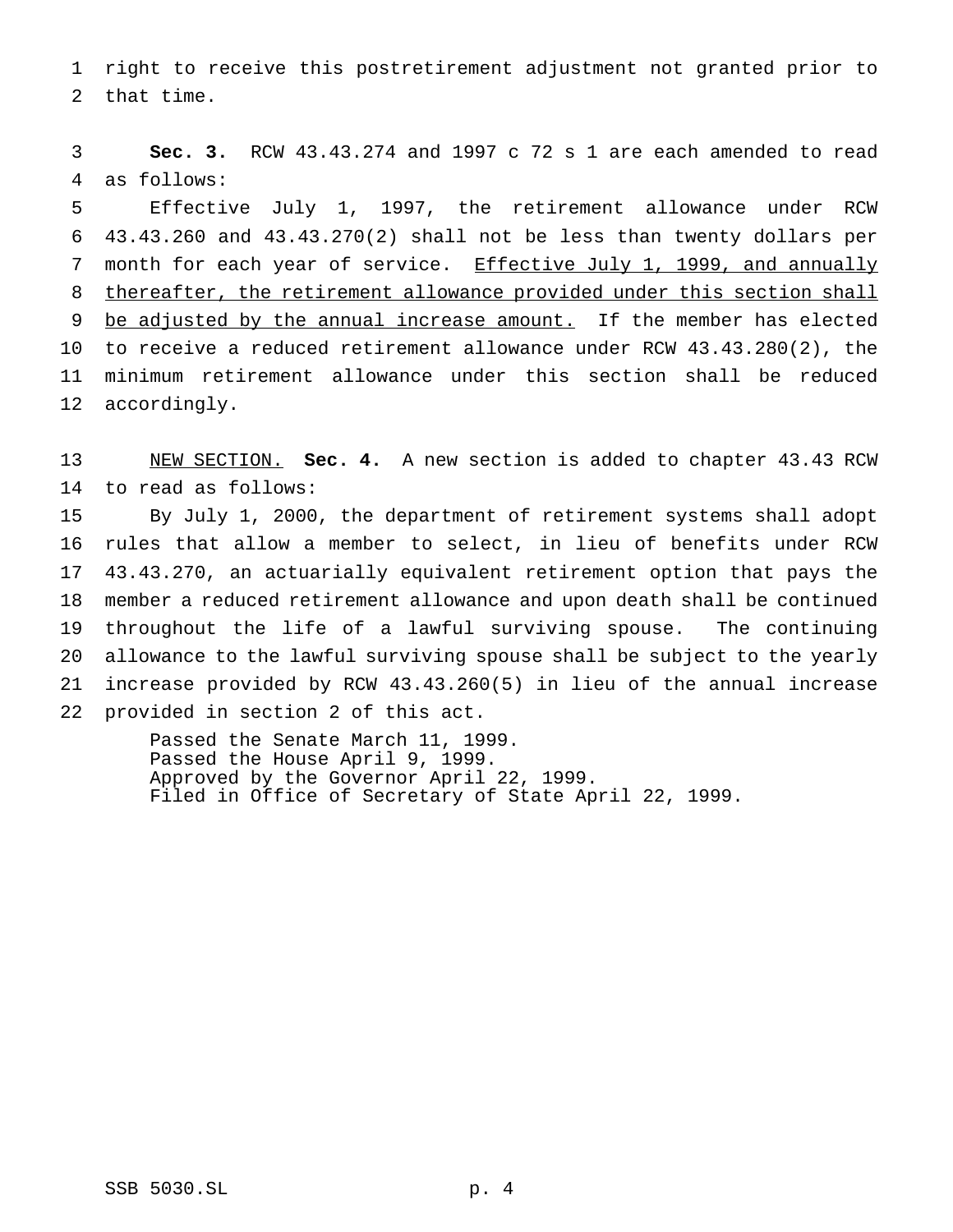right to receive this postretirement adjustment not granted prior to that time.

**Sec. 3.** RCW 43.43.274 and 1997 c 72 s 1 are each amended to read as follows:

Effective July 1, 1997, the retirement allowance under RCW 43.43.260 and 43.43.270(2) shall not be less than twenty dollars per month for each year of service. <u>Effective July 1, 1999, and annually thereafter, the retirement allowance provided under this section shall be adjusted by the annual increase amount.</u> If the member has elected to receive a reduced retirement allowance under RCW 43.43.280(2), the minimum retirement allowance under this section shall be reduced accordingly.

<u>NEW SECTION.</u> **Sec. 4.** A new section is added to chapter 43.43 RCW to read as follows:

By July 1, 2000, the department of retirement systems shall adopt rules that allow a member to select, in lieu of benefits under RCW 43.43.270, an actuarially equivalent retirement option that pays the member a reduced retirement allowance and upon death shall be continued throughout the life of a lawful surviving spouse. The continuing allowance to the lawful surviving spouse shall be subject to the yearly increase provided by RCW 43.43.260(5) in lieu of the annual increase provided in section 2 of this act.

Passed the Senate March 11, 1999.
Passed the House April 9, 1999.
Approved by the Governor April 22, 1999.
Filed in Office of Secretary of State April 22, 1999.